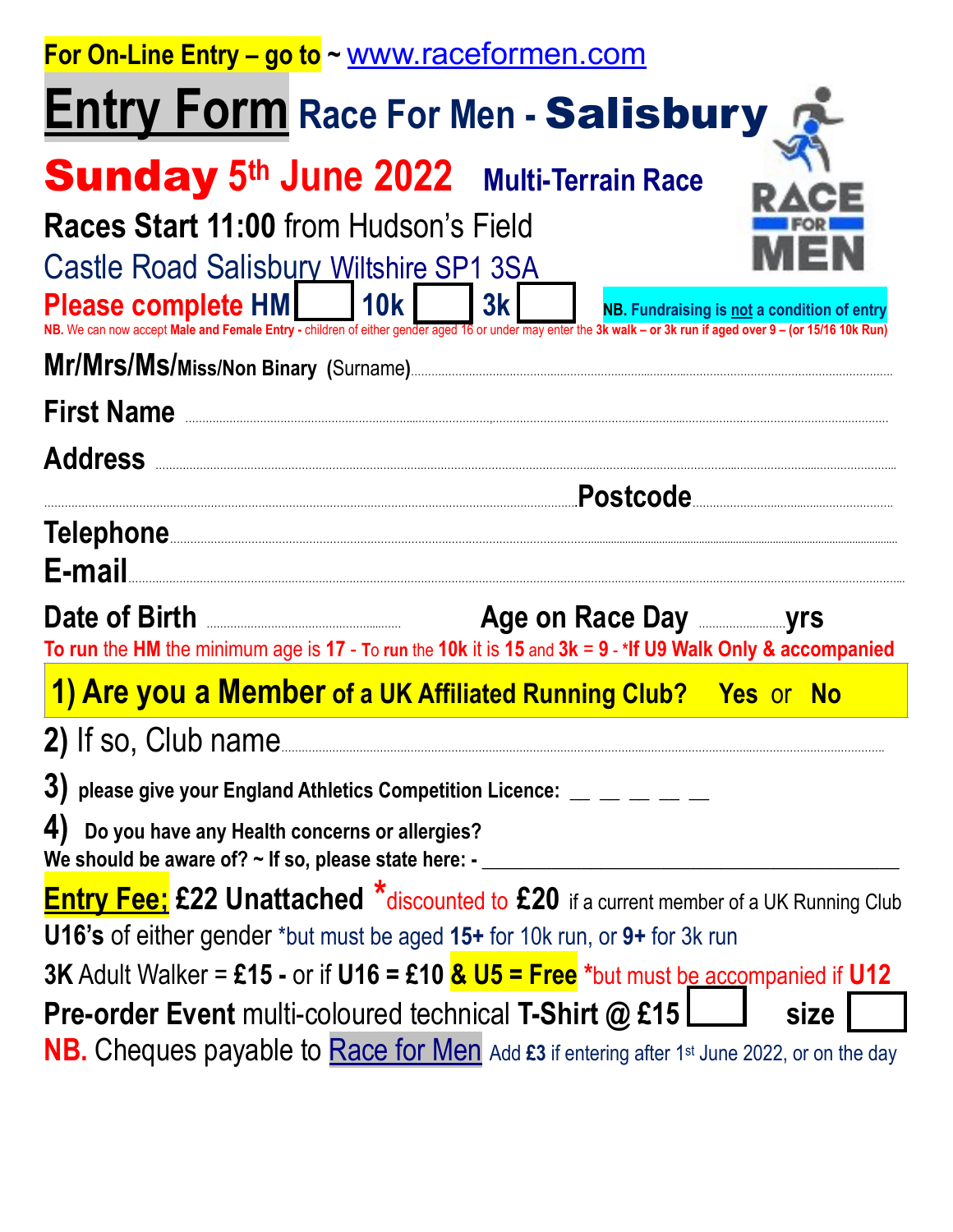**For On-Line Entry – go to** ~ www.raceformen.com

# Entry Form Race For Men - Salisbury

## Sunday 5th June 2022 Multi-Terrain Race

**Races Start 11:00** from Hudson's Field

Castle Road Salisbury Wiltshire SP1 3SA

**Please complete HM** ☐ **10k** ☐ **3k** ☐ **NB. Fundraising is not a condition of entry**

**NB.** We can now accept **Male and Female Entry -** children of either gender aged 16 or under may enter the **3k walk – or 3k run if aged over 9 – (or 15/16 10k Run)**

**Mr/Mrs/Ms/Miss/Non Binary** (Surname)........................................................................

**First Name** ........................................................................

**Address** ........................................................................

........................................................................**Postcode**....................................

**Telephone**........................................................................

**E-mail**........................................................................

**Date of Birth** ........................................ **Age on Race Day** ..................**yrs**

**To run** the **HM** the minimum age is **17** - **To run** the **10k** it is **15** and **3k = 9** - ***If U9 Walk Only & accompanied**

**1) Are you a Member of a UK Affiliated Running Club? Yes or No**

**2)** If so, Club name........................................................................

**3) please give your England Athletics Competition Licence:** _ _ _ _ _

**4) Do you have any Health concerns or allergies?**
**We should be aware of? ~ If so, please state here: -** ________________________________

**Entry Fee; £22 Unattached** *discounted to **£20** if a current member of a UK Running Club

**U16's** of either gender *but must be aged **15+** for 10k run, or **9+** for 3k run

**3K** Adult Walker = **£15 -** or if **U16 = £10 & U5 = Free** *but must be accompanied if **U12**

**Pre-order Event** multi-coloured technical **T-Shirt @ £15** ☐ **size** ☐

**NB.** Cheques payable to Race for Men Add **£3** if entering after 1st June 2022, or on the day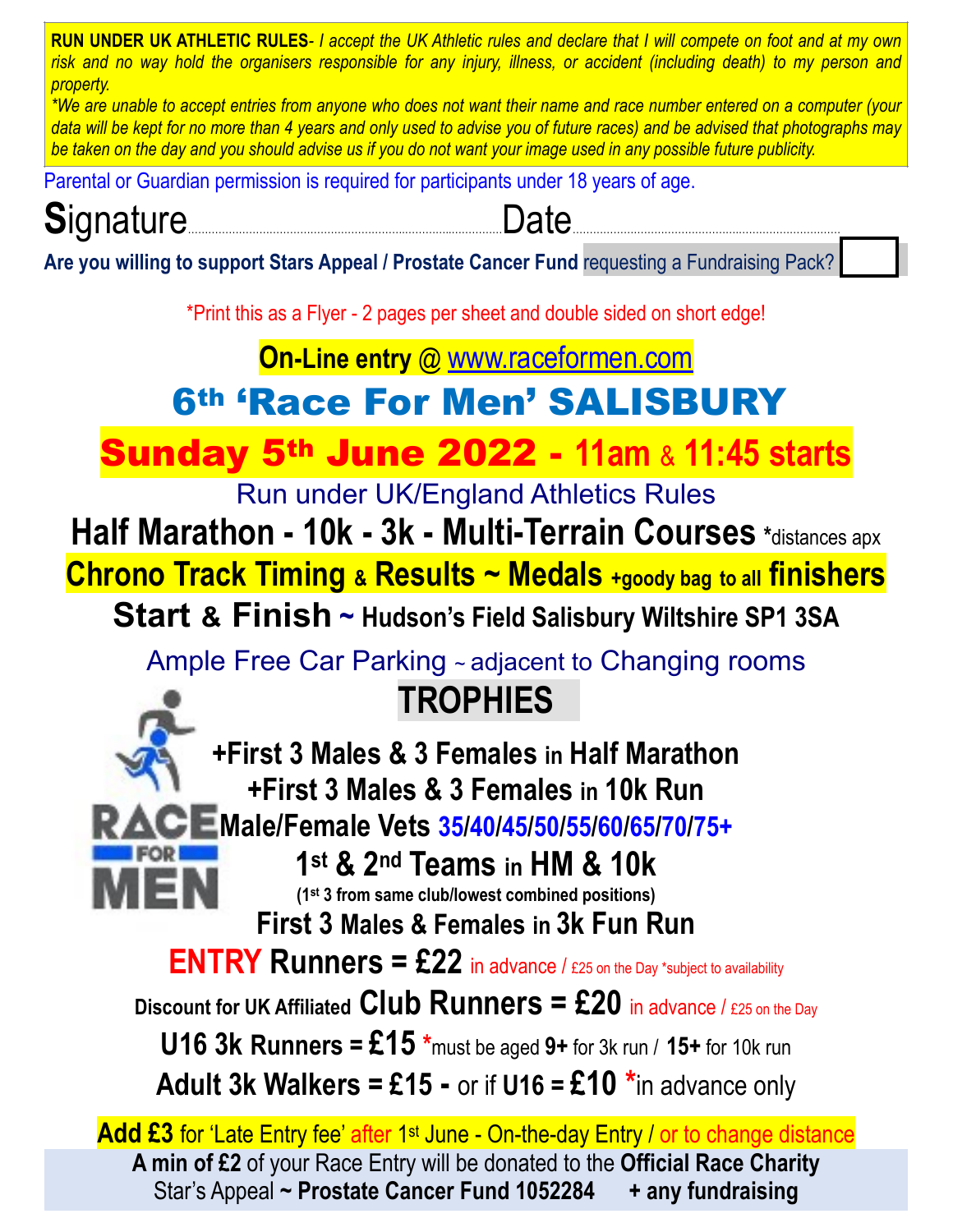**RUN UNDER UK ATHLETIC RULES**- *I accept the UK Athletic rules and declare that I will compete on foot and at my own risk and no way hold the organisers responsible for any injury, illness, or accident (including death) to my person and property.*

*\*We are unable to accept entries from anyone who does not want their name and race number entered on a computer (your data will be kept for no more than 4 years and only used to advise you of future races) and be advised that photographs may be taken on the day and you should advise us if you do not want your image used in any possible future publicity.*

Parental or Guardian permission is required for participants under 18 years of age.

Signature.......................................................................... Date..........................................................................

**Are you willing to support Stars Appeal / Prostate Cancer Fund** requesting a Fundraising Pack? ☐

\*Print this as a Flyer - 2 pages per sheet and double sided on short edge!

**On-Line entry @ www.raceformen.com**

# 6th 'Race For Men' SALISBURY

## Sunday 5th June 2022 - 11am & 11:45 starts

Run under UK/England Athletics Rules

**Half Marathon - 10k - 3k - Multi-Terrain Courses** \*distances apx

**Chrono Track Timing & Results ~ Medals +goody bag to all finishers**

**Start & Finish ~ Hudson's Field Salisbury Wiltshire SP1 3SA**

Ample Free Car Parking ~ adjacent to Changing rooms

## TROPHIES

RACE FOR MEN

**+First 3 Males & 3 Females in Half Marathon**
**+First 3 Males & 3 Females in 10k Run**
**Male/Female Vets 35/40/45/50/55/60/65/70/75+**
**1st & 2nd Teams in HM & 10k**
**(1st 3 from same club/lowest combined positions)**
**First 3 Males & Females in 3k Fun Run**

**ENTRY Runners = £22** in advance / £25 on the Day \*subject to availability

**Discount for UK Affiliated Club Runners = £20** in advance / £25 on the Day

**U16 3k Runners = £15** \*must be aged **9+** for 3k run / **15+** for 10k run

**Adult 3k Walkers = £15 -** or if **U16 = £10** \*in advance only

**Add £3** for 'Late Entry fee' after 1st June - On-the-day Entry / or to change distance

**A min of £2** of your Race Entry will be donated to the **Official Race Charity**
Star's Appeal **~ Prostate Cancer Fund 1052284 + any fundraising**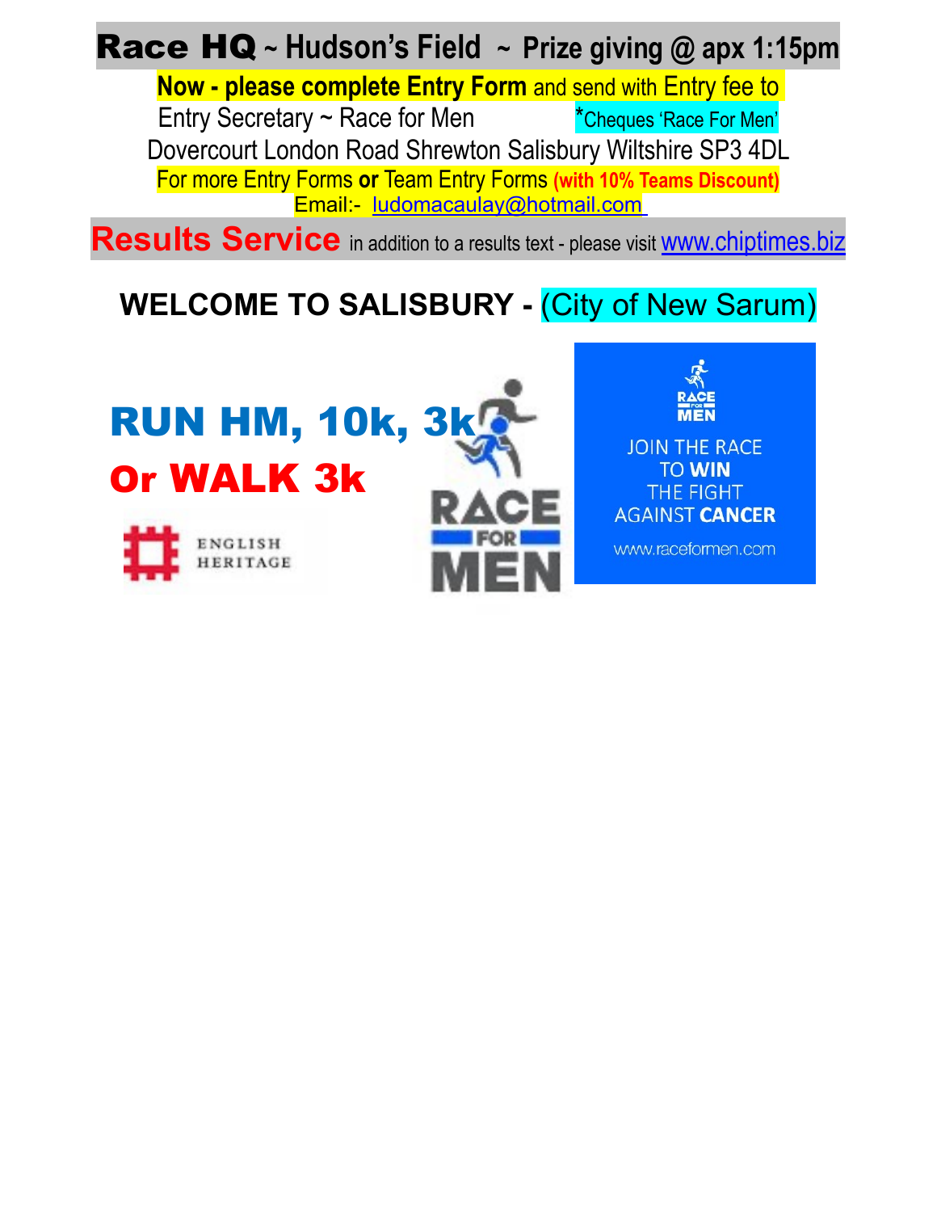**Race HQ** ~ **Hudson's Field** ~ **Prize giving @ apx 1:15pm**

**Now - please complete Entry Form** and send with Entry fee to

Entry Secretary ~ Race for Men *Cheques 'Race For Men'

Dovercourt London Road Shrewton Salisbury Wiltshire SP3 4DL

For more Entry Forms **or** Team Entry Forms **(with 10% Teams Discount)**

Email:- ludomacaulay@hotmail.com

**Results Service** in addition to a results text - please visit www.chiptimes.biz

## WELCOME TO SALISBURY - (City of New Sarum)

## RUN HM, 10k, 3k

## Or WALK 3k

ENGLISH HERITAGE

RACE FOR MEN

RACE FOR MEN

JOIN THE RACE TO **WIN** THE FIGHT AGAINST **CANCER**

www.raceformen.com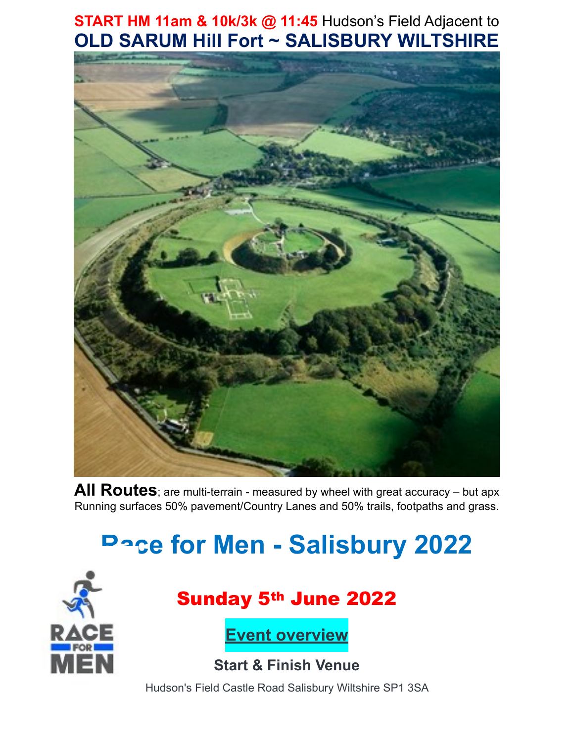**START HM 11am & 10k/3k @ 11:45** Hudson's Field Adjacent to

# OLD SARUM Hill Fort ~ SALISBURY WILTSHIRE

**All Routes**; are multi-terrain - measured by wheel with great accuracy – but apx Running surfaces 50% pavement/Country Lanes and 50% trails, footpaths and grass.

# Race for Men - Salisbury 2022

## Sunday 5th June 2022

**Event overview**

### Start & Finish Venue

Hudson's Field Castle Road Salisbury Wiltshire SP1 3SA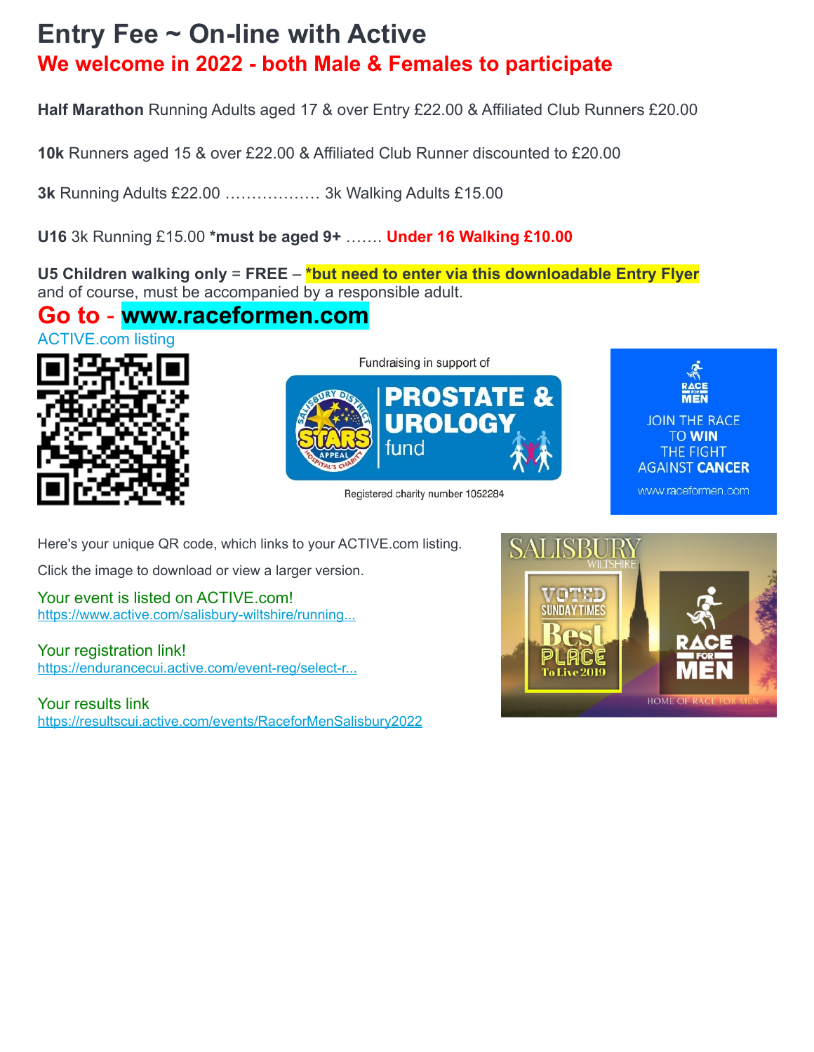# Entry Fee ~ On-line with Active

## We welcome in 2022 - both Male & Females to participate

**Half Marathon** Running Adults aged 17 & over Entry £22.00 & Affiliated Club Runners £20.00

**10k** Runners aged 15 & over £22.00 & Affiliated Club Runner discounted to £20.00

**3k** Running Adults £22.00 ……………… 3k Walking Adults £15.00

**U16** 3k Running £15.00 ***must be aged 9+** ……. **Under 16 Walking £10.00**

**U5 Children walking only** = **FREE** – ***but need to enter via this downloadable Entry Flyer** and of course, must be accompanied by a responsible adult.

## Go to - www.raceformen.com

ACTIVE.com listing

Fundraising in support of

SALISBURY DISTRICT STARS APPEAL HOSPITAL'S CHARITY – PROSTATE & UROLOGY fund

Registered charity number 1052284

RACE FOR MEN – JOIN THE RACE TO WIN THE FIGHT AGAINST CANCER – www.raceformen.com

Here's your unique QR code, which links to your ACTIVE.com listing.

Click the image to download or view a larger version.

Your event is listed on ACTIVE.com!
https://www.active.com/salisbury-wiltshire/running...

Your registration link!
https://endurancecui.active.com/event-reg/select-r...

Your results link
https://resultscui.active.com/events/RaceforMenSalisbury2022

SALISBURY WILTSHIRE – VOTED SUNDAY TIMES Best PLACE To Live 2019 – RACE FOR MEN – HOME OF RACE FOR MEN